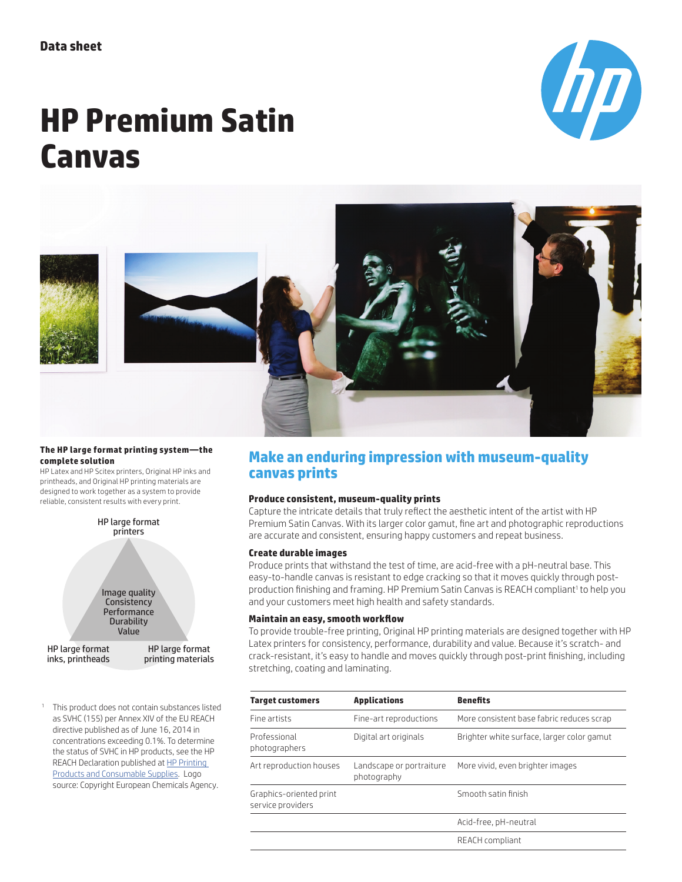Data sheet

# HP Premium Satin Canvas

**The HP large format printing system—the complete solution**

HP Latex and HP Scitex printers, Original HP inks and printheads, and Original HP printing materials are designed to work together as a system to provide reliable, consistent results with every print.

HP large format printers

Image quality
Consistency
Performance
Durability
Value

HP large format inks, printheads

HP large format printing materials

## Make an enduring impression with museum-quality canvas prints

### Produce consistent, museum-quality prints

Capture the intricate details that truly reflect the aesthetic intent of the artist with HP Premium Satin Canvas. With its larger color gamut, fine art and photographic reproductions are accurate and consistent, ensuring happy customers and repeat business.

### Create durable images

Produce prints that withstand the test of time, are acid-free with a pH-neutral base. This easy-to-handle canvas is resistant to edge cracking so that it moves quickly through post-production finishing and framing. HP Premium Satin Canvas is REACH compliant[1] to help you and your customers meet high health and safety standards.

### Maintain an easy, smooth workflow

To provide trouble-free printing, Original HP printing materials are designed together with HP Latex printers for consistency, performance, durability and value. Because it's scratch- and crack-resistant, it's easy to handle and moves quickly through post-print finishing, including stretching, coating and laminating.

| Target customers | Applications | Benefits |
|---|---|---|
| Fine artists | Fine-art reproductions | More consistent base fabric reduces scrap |
| Professional photographers | Digital art originals | Brighter white surface, larger color gamut |
| Art reproduction houses | Landscape or portraiture photography | More vivid, even brighter images |
| Graphics-oriented print service providers | | Smooth satin finish |
| | | Acid-free, pH-neutral |
| | | REACH compliant |

[1] This product does not contain substances listed as SVHC (155) per Annex XIV of the EU REACH directive published as of June 16, 2014 in concentrations exceeding 0.1%. To determine the status of SVHC in HP products, see the HP REACH Declaration published at HP Printing Products and Consumable Supplies. Logo source: Copyright European Chemicals Agency.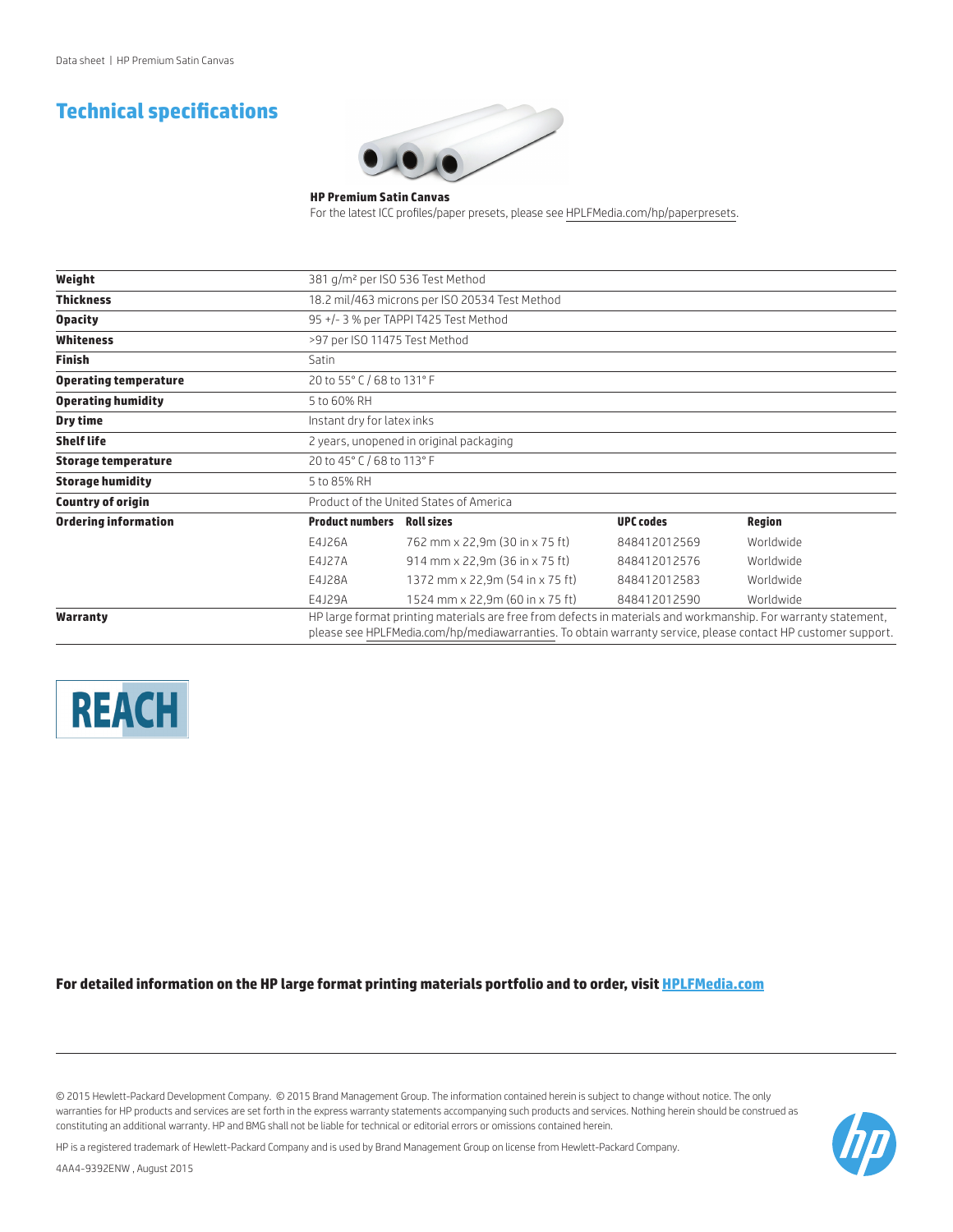## Technical specifications

**HP Premium Satin Canvas**

For the latest ICC profiles/paper presets, please see HPLFMedia.com/hp/paperpresets.

| | | | | |
|---|---|---|---|---|
| **Weight** | 381 g/m² per ISO 536 Test Method | | | |
| **Thickness** | 18.2 mil/463 microns per ISO 20534 Test Method | | | |
| **Opacity** | 95 +/- 3 % per TAPPI T425 Test Method | | | |
| **Whiteness** | >97 per ISO 11475 Test Method | | | |
| **Finish** | Satin | | | |
| **Operating temperature** | 20 to 55° C / 68 to 131° F | | | |
| **Operating humidity** | 5 to 60% RH | | | |
| **Dry time** | Instant dry for latex inks | | | |
| **Shelf life** | 2 years, unopened in original packaging | | | |
| **Storage temperature** | 20 to 45° C / 68 to 113° F | | | |
| **Storage humidity** | 5 to 85% RH | | | |
| **Country of origin** | Product of the United States of America | | | |
| **Ordering information** | **Product numbers** | **Roll sizes** | **UPC codes** | **Region** |
| | E4J26A | 762 mm x 22,9m (30 in x 75 ft) | 848412012569 | Worldwide |
| | E4J27A | 914 mm x 22,9m (36 in x 75 ft) | 848412012576 | Worldwide |
| | E4J28A | 1372 mm x 22,9m (54 in x 75 ft) | 848412012583 | Worldwide |
| | E4J29A | 1524 mm x 22,9m (60 in x 75 ft) | 848412012590 | Worldwide |
| **Warranty** | HP large format printing materials are free from defects in materials and workmanship. For warranty statement, please see HPLFMedia.com/hp/mediawarranties. To obtain warranty service, please contact HP customer support. | | | |

REACH

**For detailed information on the HP large format printing materials portfolio and to order, visit HPLFMedia.com**

© 2015 Hewlett-Packard Development Company. © 2015 Brand Management Group. The information contained herein is subject to change without notice. The only warranties for HP products and services are set forth in the express warranty statements accompanying such products and services. Nothing herein should be construed as constituting an additional warranty. HP and BMG shall not be liable for technical or editorial errors or omissions contained herein.

HP is a registered trademark of Hewlett-Packard Company and is used by Brand Management Group on license from Hewlett-Packard Company.

4AA4-9392ENW , August 2015